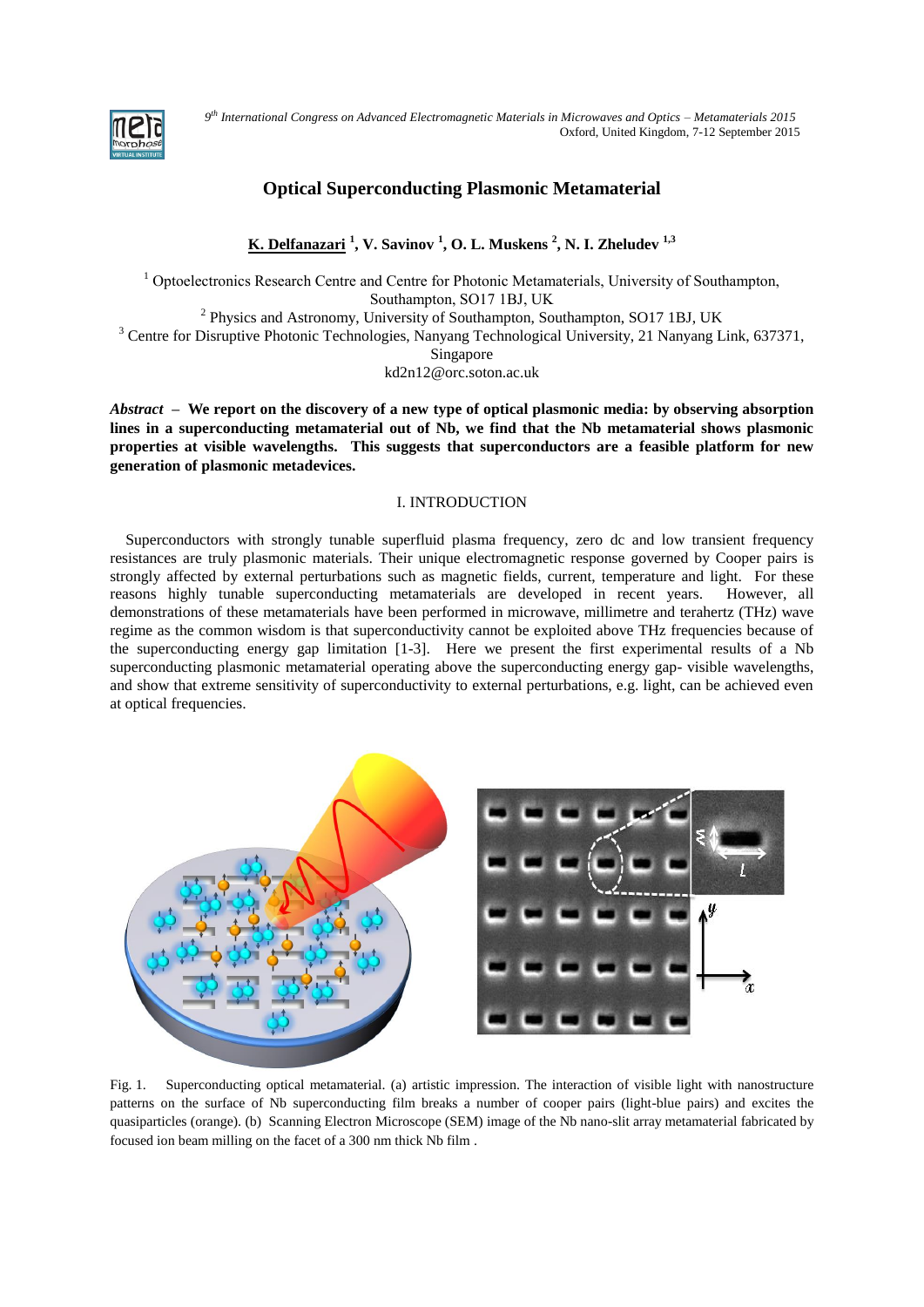# Optical Superconducting Plasmonic Metamaterial

**K. Delfanazari [1], V. Savinov [1], O. L. Muskens [2], N. I. Zheludev [1,3]**

[1] Optoelectronics Research Centre and Centre for Photonic Metamaterials, University of Southampton, Southampton, SO17 1BJ, UK
[2] Physics and Astronomy, University of Southampton, Southampton, SO17 1BJ, UK
[3] Centre for Disruptive Photonic Technologies, Nanyang Technological University, 21 Nanyang Link, 637371, Singapore
kd2n12@orc.soton.ac.uk

***Abstract* – We report on the discovery of a new type of optical plasmonic media: by observing absorption lines in a superconducting metamaterial out of Nb, we find that the Nb metamaterial shows plasmonic properties at visible wavelengths. This suggests that superconductors are a feasible platform for new generation of plasmonic metadevices.**

## I. INTRODUCTION

Superconductors with strongly tunable superfluid plasma frequency, zero dc and low transient frequency resistances are truly plasmonic materials. Their unique electromagnetic response governed by Cooper pairs is strongly affected by external perturbations such as magnetic fields, current, temperature and light. For these reasons highly tunable superconducting metamaterials are developed in recent years. However, all demonstrations of these metamaterials have been performed in microwave, millimetre and terahertz (THz) wave regime as the common wisdom is that superconductivity cannot be exploited above THz frequencies because of the superconducting energy gap limitation [1-3]. Here we present the first experimental results of a Nb superconducting plasmonic metamaterial operating above the superconducting energy gap- visible wavelengths, and show that extreme sensitivity of superconductivity to external perturbations, e.g. light, can be achieved even at optical frequencies.

Fig. 1. Superconducting optical metamaterial. (a) artistic impression. The interaction of visible light with nanostructure patterns on the surface of Nb superconducting film breaks a number of cooper pairs (light-blue pairs) and excites the quasiparticles (orange). (b) Scanning Electron Microscope (SEM) image of the Nb nano-slit array metamaterial fabricated by focused ion beam milling on the facet of a 300 nm thick Nb film .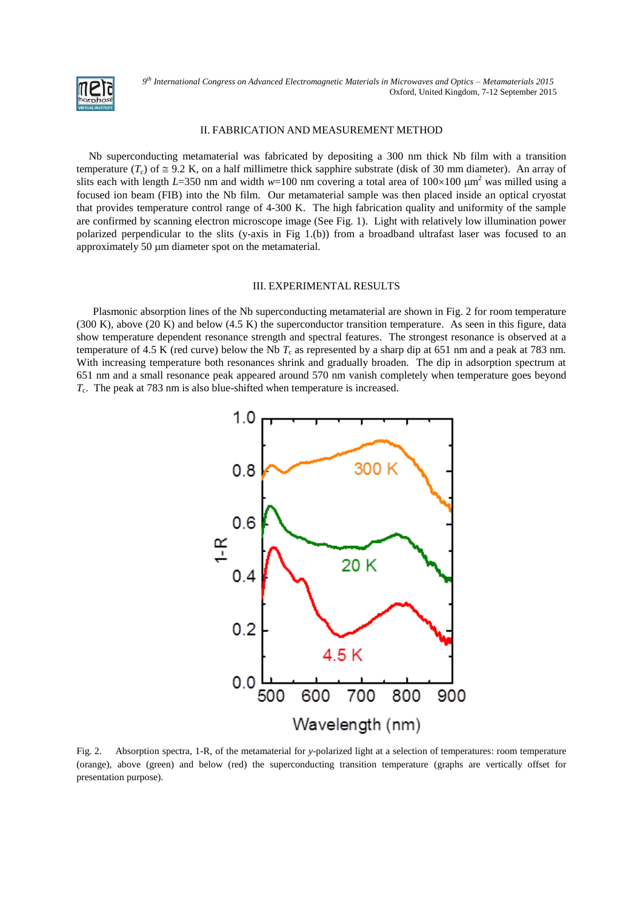## II. FABRICATION AND MEASUREMENT METHOD

Nb superconducting metamaterial was fabricated by depositing a 300 nm thick Nb film with a transition temperature ($T_c$) of ≅ 9.2 K, on a half millimetre thick sapphire substrate (disk of 30 mm diameter). An array of slits each with length $L$=350 nm and width $w$=100 nm covering a total area of 100×100 μm$^2$ was milled using a focused ion beam (FIB) into the Nb film. Our metamaterial sample was then placed inside an optical cryostat that provides temperature control range of 4-300 K. The high fabrication quality and uniformity of the sample are confirmed by scanning electron microscope image (See Fig. 1). Light with relatively low illumination power polarized perpendicular to the slits (y-axis in Fig 1.(b)) from a broadband ultrafast laser was focused to an approximately 50 μm diameter spot on the metamaterial.

## III. EXPERIMENTAL RESULTS

Plasmonic absorption lines of the Nb superconducting metamaterial are shown in Fig. 2 for room temperature (300 K), above (20 K) and below (4.5 K) the superconductor transition temperature. As seen in this figure, data show temperature dependent resonance strength and spectral features. The strongest resonance is observed at a temperature of 4.5 K (red curve) below the Nb $T_c$ as represented by a sharp dip at 651 nm and a peak at 783 nm. With increasing temperature both resonances shrink and gradually broaden. The dip in adsorption spectrum at 651 nm and a small resonance peak appeared around 570 nm vanish completely when temperature goes beyond $T_c$. The peak at 783 nm is also blue-shifted when temperature is increased.

1.0
0.8
0.6
0.4
0.2
0.0
1-R
300 K
20 K
4.5 K
500 600 700 800 900
Wavelength (nm)

Fig. 2. Absorption spectra, 1-R, of the metamaterial for *y*-polarized light at a selection of temperatures: room temperature (orange), above (green) and below (red) the superconducting transition temperature (graphs are vertically offset for presentation purpose).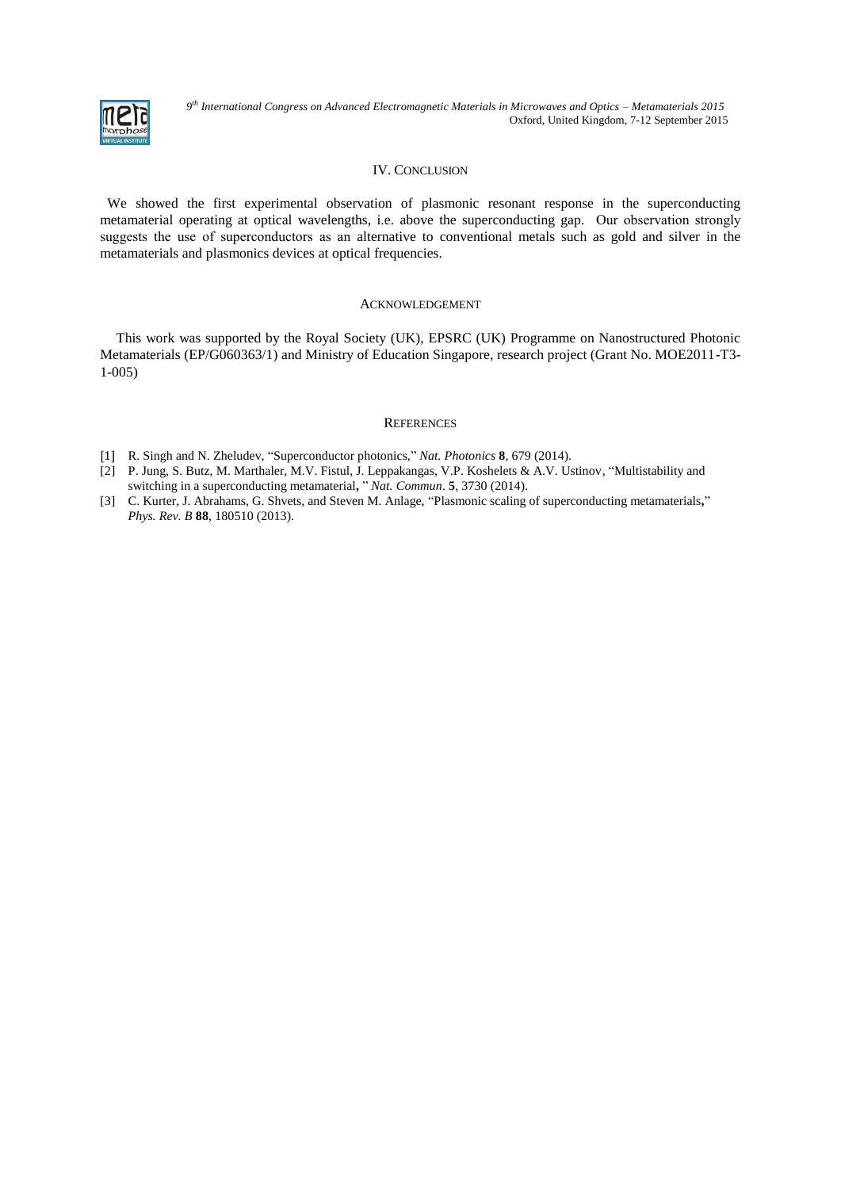## IV. Conclusion

We showed the first experimental observation of plasmonic resonant response in the superconducting metamaterial operating at optical wavelengths, i.e. above the superconducting gap. Our observation strongly suggests the use of superconductors as an alternative to conventional metals such as gold and silver in the metamaterials and plasmonics devices at optical frequencies.

## Acknowledgement

This work was supported by the Royal Society (UK), EPSRC (UK) Programme on Nanostructured Photonic Metamaterials (EP/G060363/1) and Ministry of Education Singapore, research project (Grant No. MOE2011-T3-1-005)

## References

[1] R. Singh and N. Zheludev, "Superconductor photonics," *Nat. Photonics* **8**, 679 (2014).

[2] P. Jung, S. Butz, M. Marthaler, M.V. Fistul, J. Leppakangas, V.P. Koshelets & A.V. Ustinov, "Multistability and switching in a superconducting metamaterial**,** " *Nat. Commun*. **5**, 3730 (2014).

[3] C. Kurter, J. Abrahams, G. Shvets, and Steven M. Anlage, "Plasmonic scaling of superconducting metamaterials**,**" *Phys. Rev. B* **88**, 180510 (2013).